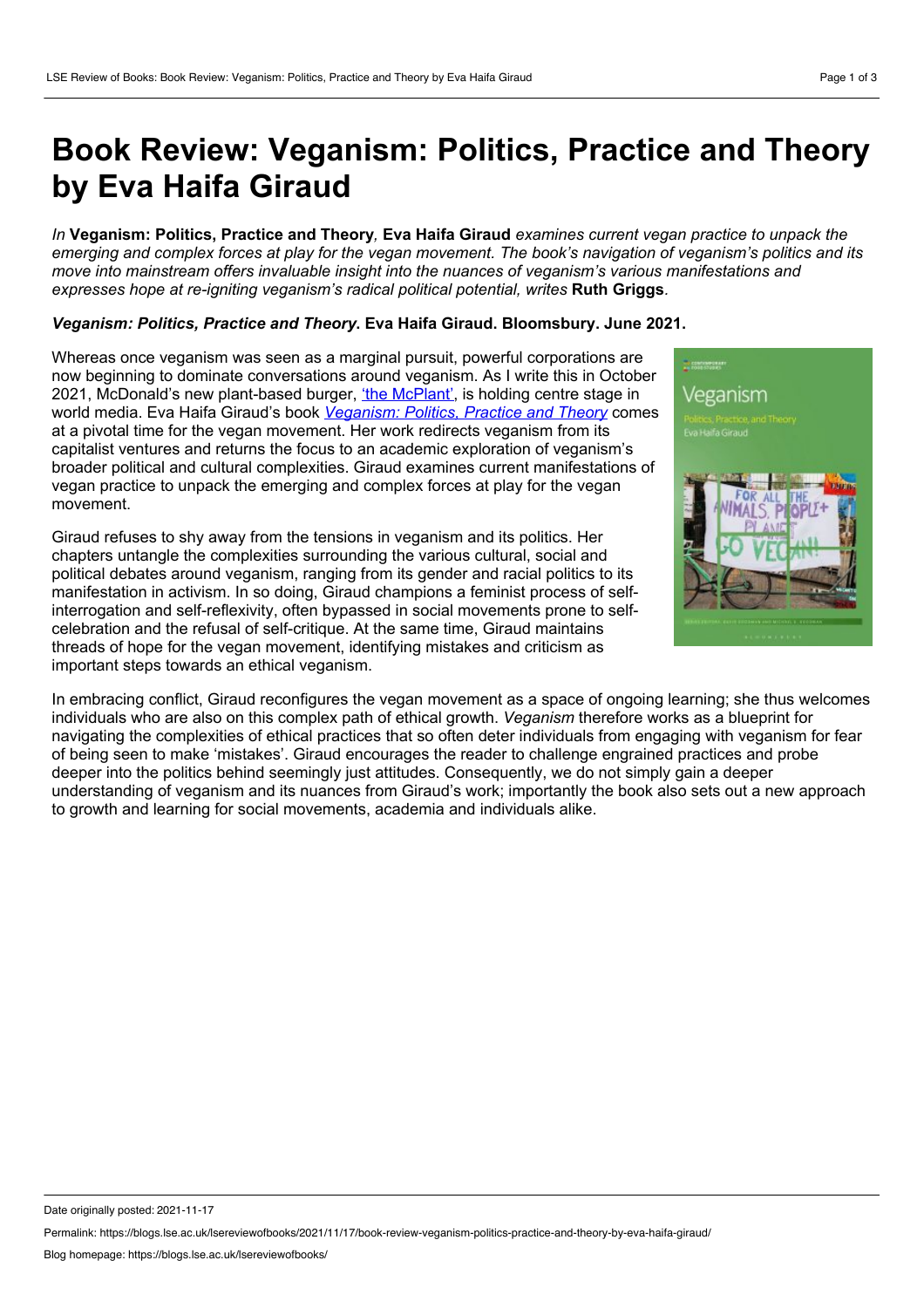# Book Review: Veganism: Politics, Practice and Theory by Eva Haifa Giraud

*In* **Veganism: Politics, Practice and Theory***,* **Eva Haifa Giraud** *examines current vegan practice to unpack the emerging and complex forces at play for the vegan movement. The book's navigation of veganism's politics and its move into mainstream offers invaluable insight into the nuances of veganism's various manifestations and expresses hope at re-igniting veganism's radical political potential, writes* **Ruth Griggs***.*

***Veganism: Politics, Practice and Theory*. Eva Haifa Giraud. Bloomsbury. June 2021.**

Whereas once veganism was seen as a marginal pursuit, powerful corporations are now beginning to dominate conversations around veganism. As I write this in October 2021, McDonald's new plant-based burger, 'the McPlant', is holding centre stage in world media. Eva Haifa Giraud's book *Veganism: Politics, Practice and Theory* comes at a pivotal time for the vegan movement. Her work redirects veganism from its capitalist ventures and returns the focus to an academic exploration of veganism's broader political and cultural complexities. Giraud examines current manifestations of vegan practice to unpack the emerging and complex forces at play for the vegan movement.

Giraud refuses to shy away from the tensions in veganism and its politics. Her chapters untangle the complexities surrounding the various cultural, social and political debates around veganism, ranging from its gender and racial politics to its manifestation in activism. In so doing, Giraud champions a feminist process of self-interrogation and self-reflexivity, often bypassed in social movements prone to self-celebration and the refusal of self-critique. At the same time, Giraud maintains threads of hope for the vegan movement, identifying mistakes and criticism as important steps towards an ethical veganism.

In embracing conflict, Giraud reconfigures the vegan movement as a space of ongoing learning; she thus welcomes individuals who are also on this complex path of ethical growth. *Veganism* therefore works as a blueprint for navigating the complexities of ethical practices that so often deter individuals from engaging with veganism for fear of being seen to make 'mistakes'. Giraud encourages the reader to challenge engrained practices and probe deeper into the politics behind seemingly just attitudes. Consequently, we do not simply gain a deeper understanding of veganism and its nuances from Giraud's work; importantly the book also sets out a new approach to growth and learning for social movements, academia and individuals alike.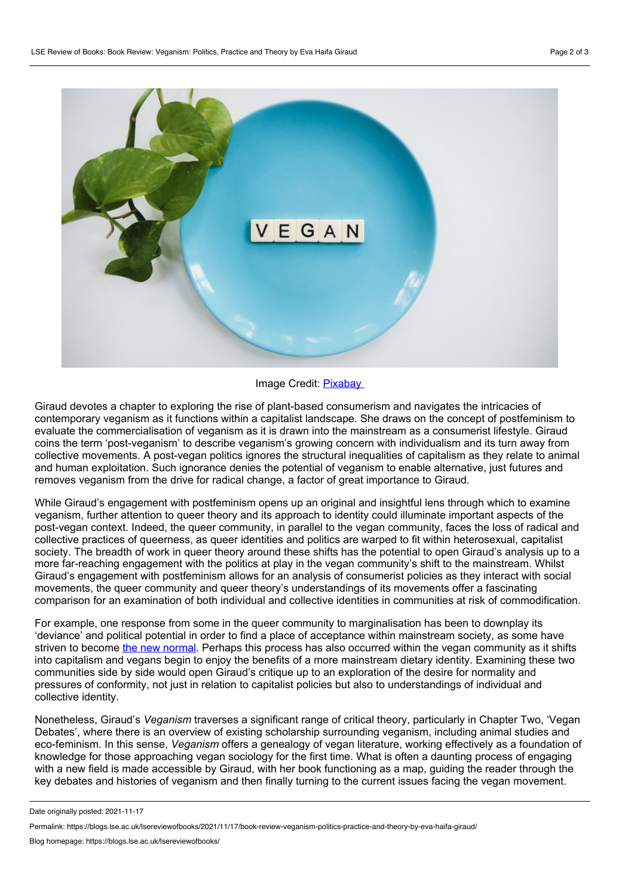Image Credit: [Pixabay](https://pixabay.com)

Giraud devotes a chapter to exploring the rise of plant-based consumerism and navigates the intricacies of contemporary veganism as it functions within a capitalist landscape. She draws on the concept of postfeminism to evaluate the commercialisation of veganism as it is drawn into the mainstream as a consumerist lifestyle. Giraud coins the term 'post-veganism' to describe veganism's growing concern with individualism and its turn away from collective movements. A post-vegan politics ignores the structural inequalities of capitalism as they relate to animal and human exploitation. Such ignorance denies the potential of veganism to enable alternative, just futures and removes veganism from the drive for radical change, a factor of great importance to Giraud.

While Giraud's engagement with postfeminism opens up an original and insightful lens through which to examine veganism, further attention to queer theory and its approach to identity could illuminate important aspects of the post-vegan context. Indeed, the queer community, in parallel to the vegan community, faces the loss of radical and collective practices of queerness, as queer identities and politics are warped to fit within heterosexual, capitalist society. The breadth of work in queer theory around these shifts has the potential to open Giraud's analysis up to a more far-reaching engagement with the politics at play in the vegan community's shift to the mainstream. Whilst Giraud's engagement with postfeminism allows for an analysis of consumerist policies as they interact with social movements, the queer community and queer theory's understandings of its movements offer a fascinating comparison for an examination of both individual and collective identities in communities at risk of commodification.

For example, one response from some in the queer community to marginalisation has been to downplay its 'deviance' and political potential in order to find a place of acceptance within mainstream society, as some have striven to become the new normal. Perhaps this process has also occurred within the vegan community as it shifts into capitalism and vegans begin to enjoy the benefits of a more mainstream dietary identity. Examining these two communities side by side would open Giraud's critique up to an exploration of the desire for normality and pressures of conformity, not just in relation to capitalist policies but also to understandings of individual and collective identity.

Nonetheless, Giraud's *Veganism* traverses a significant range of critical theory, particularly in Chapter Two, 'Vegan Debates', where there is an overview of existing scholarship surrounding veganism, including animal studies and eco-feminism. In this sense, *Veganism* offers a genealogy of vegan literature, working effectively as a foundation of knowledge for those approaching vegan sociology for the first time. What is often a daunting process of engaging with a new field is made accessible by Giraud, with her book functioning as a map, guiding the reader through the key debates and histories of veganism and then finally turning to the current issues facing the vegan movement.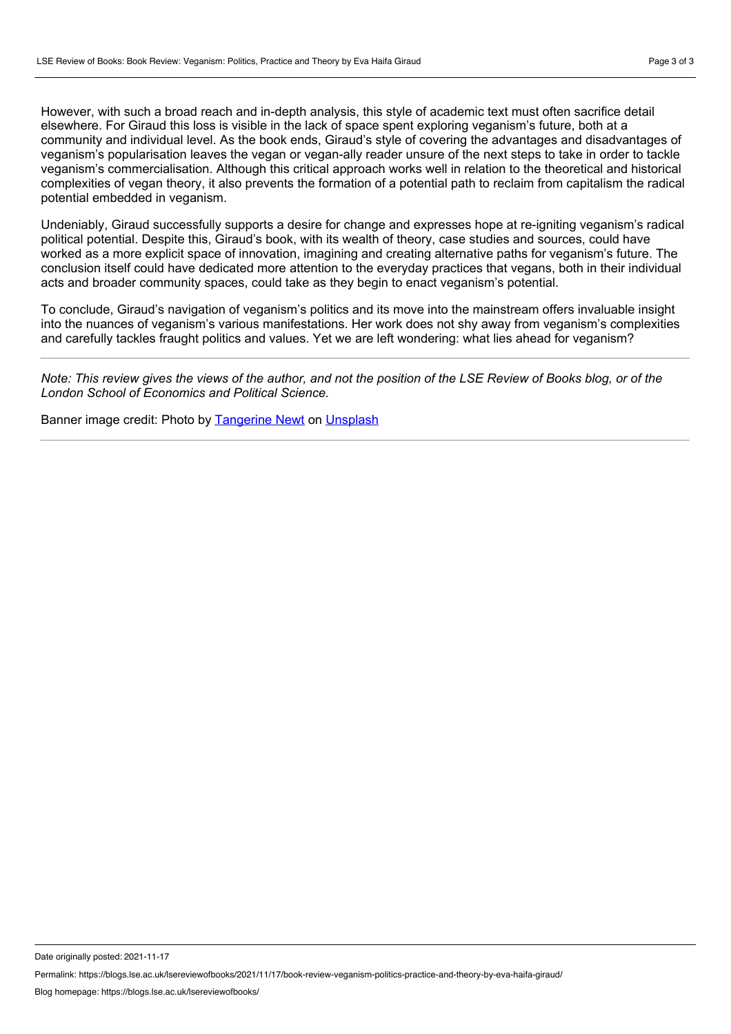However, with such a broad reach and in-depth analysis, this style of academic text must often sacrifice detail elsewhere. For Giraud this loss is visible in the lack of space spent exploring veganism's future, both at a community and individual level. As the book ends, Giraud's style of covering the advantages and disadvantages of veganism's popularisation leaves the vegan or vegan-ally reader unsure of the next steps to take in order to tackle veganism's commercialisation. Although this critical approach works well in relation to the theoretical and historical complexities of vegan theory, it also prevents the formation of a potential path to reclaim from capitalism the radical potential embedded in veganism.

Undeniably, Giraud successfully supports a desire for change and expresses hope at re-igniting veganism's radical political potential. Despite this, Giraud's book, with its wealth of theory, case studies and sources, could have worked as a more explicit space of innovation, imagining and creating alternative paths for veganism's future. The conclusion itself could have dedicated more attention to the everyday practices that vegans, both in their individual acts and broader community spaces, could take as they begin to enact veganism's potential.

To conclude, Giraud's navigation of veganism's politics and its move into the mainstream offers invaluable insight into the nuances of veganism's various manifestations. Her work does not shy away from veganism's complexities and carefully tackles fraught politics and values. Yet we are left wondering: what lies ahead for veganism?

---

*Note: This review gives the views of the author, and not the position of the LSE Review of Books blog, or of the London School of Economics and Political Science.*

Banner image credit: Photo by [Tangerine Newt](https://unsplash.com/) on [Unsplash](https://unsplash.com/)

---

Date originally posted: 2021-11-17

Permalink: https://blogs.lse.ac.uk/lsereviewofbooks/2021/11/17/book-review-veganism-politics-practice-and-theory-by-eva-haifa-giraud/

Blog homepage: https://blogs.lse.ac.uk/lsereviewofbooks/